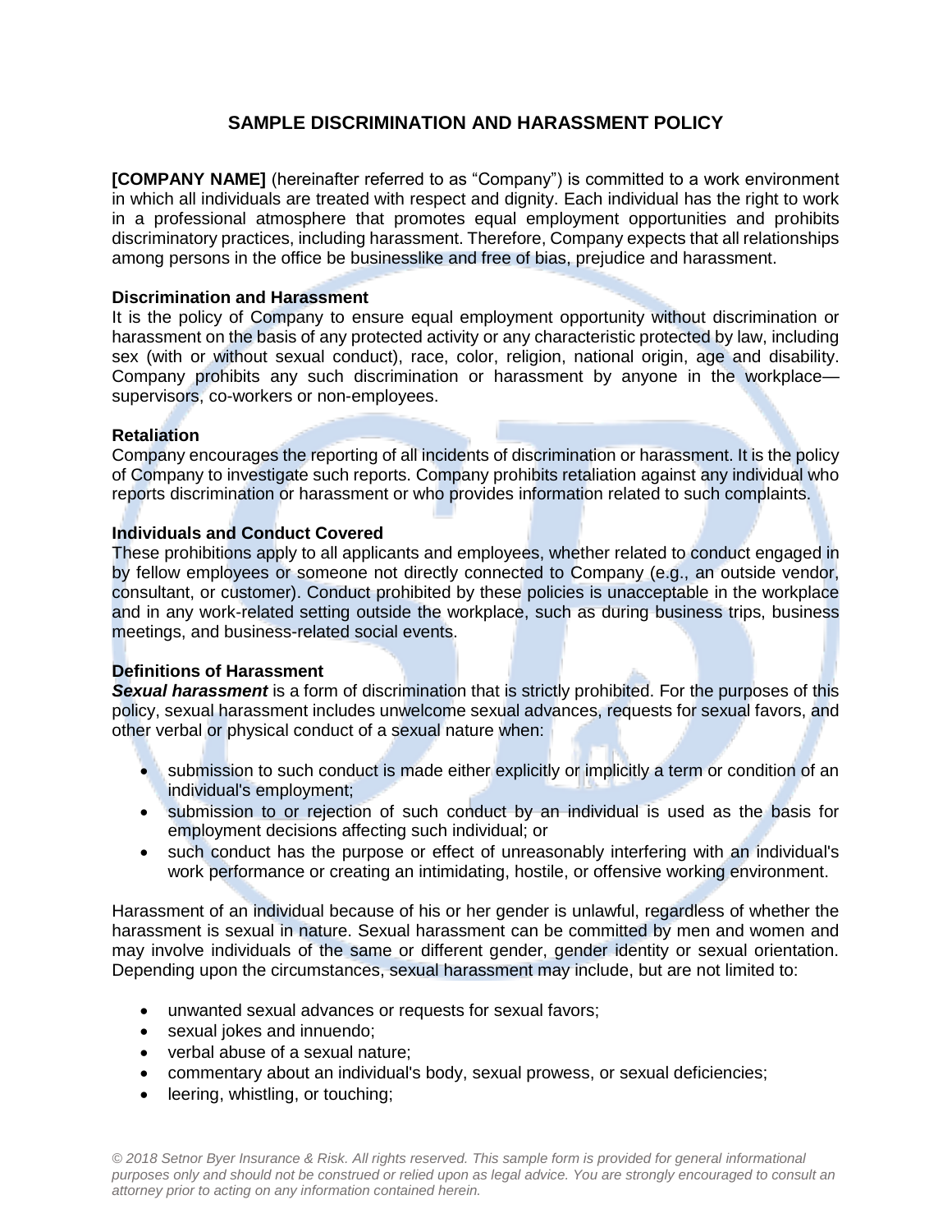# SAMPLE DISCRIMINATION AND HARASSMENT POLICY

**[COMPANY NAME]** (hereinafter referred to as "Company") is committed to a work environment in which all individuals are treated with respect and dignity. Each individual has the right to work in a professional atmosphere that promotes equal employment opportunities and prohibits discriminatory practices, including harassment. Therefore, Company expects that all relationships among persons in the office be businesslike and free of bias, prejudice and harassment.

### Discrimination and Harassment

It is the policy of Company to ensure equal employment opportunity without discrimination or harassment on the basis of any protected activity or any characteristic protected by law, including sex (with or without sexual conduct), race, color, religion, national origin, age and disability. Company prohibits any such discrimination or harassment by anyone in the workplace—supervisors, co-workers or non-employees.

### Retaliation

Company encourages the reporting of all incidents of discrimination or harassment. It is the policy of Company to investigate such reports. Company prohibits retaliation against any individual who reports discrimination or harassment or who provides information related to such complaints.

### Individuals and Conduct Covered

These prohibitions apply to all applicants and employees, whether related to conduct engaged in by fellow employees or someone not directly connected to Company (e.g., an outside vendor, consultant, or customer). Conduct prohibited by these policies is unacceptable in the workplace and in any work-related setting outside the workplace, such as during business trips, business meetings, and business-related social events.

### Definitions of Harassment

***Sexual harassment*** is a form of discrimination that is strictly prohibited. For the purposes of this policy, sexual harassment includes unwelcome sexual advances, requests for sexual favors, and other verbal or physical conduct of a sexual nature when:

- submission to such conduct is made either explicitly or implicitly a term or condition of an individual's employment;
- submission to or rejection of such conduct by an individual is used as the basis for employment decisions affecting such individual; or
- such conduct has the purpose or effect of unreasonably interfering with an individual's work performance or creating an intimidating, hostile, or offensive working environment.

Harassment of an individual because of his or her gender is unlawful, regardless of whether the harassment is sexual in nature. Sexual harassment can be committed by men and women and may involve individuals of the same or different gender, gender identity or sexual orientation. Depending upon the circumstances, sexual harassment may include, but are not limited to:

- unwanted sexual advances or requests for sexual favors;
- sexual jokes and innuendo;
- verbal abuse of a sexual nature;
- commentary about an individual's body, sexual prowess, or sexual deficiencies;
- leering, whistling, or touching;

*© 2018 Setnor Byer Insurance & Risk. All rights reserved. This sample form is provided for general informational purposes only and should not be construed or relied upon as legal advice. You are strongly encouraged to consult an attorney prior to acting on any information contained herein.*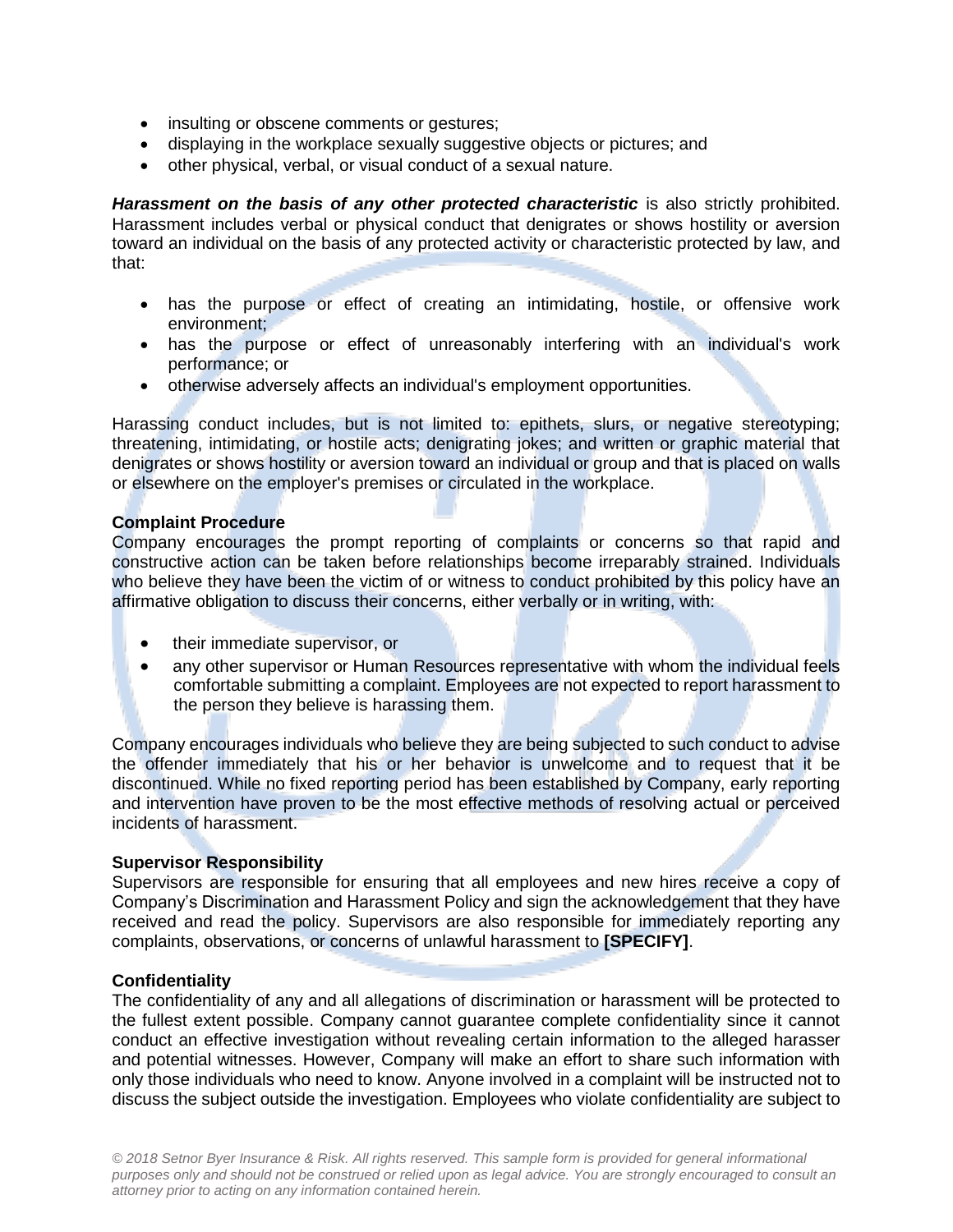- insulting or obscene comments or gestures;
- displaying in the workplace sexually suggestive objects or pictures; and
- other physical, verbal, or visual conduct of a sexual nature.

***Harassment on the basis of any other protected characteristic*** is also strictly prohibited. Harassment includes verbal or physical conduct that denigrates or shows hostility or aversion toward an individual on the basis of any protected activity or characteristic protected by law, and that:

- has the purpose or effect of creating an intimidating, hostile, or offensive work environment;
- has the purpose or effect of unreasonably interfering with an individual's work performance; or
- otherwise adversely affects an individual's employment opportunities.

Harassing conduct includes, but is not limited to: epithets, slurs, or negative stereotyping; threatening, intimidating, or hostile acts; denigrating jokes; and written or graphic material that denigrates or shows hostility or aversion toward an individual or group and that is placed on walls or elsewhere on the employer's premises or circulated in the workplace.

**Complaint Procedure**

Company encourages the prompt reporting of complaints or concerns so that rapid and constructive action can be taken before relationships become irreparably strained. Individuals who believe they have been the victim of or witness to conduct prohibited by this policy have an affirmative obligation to discuss their concerns, either verbally or in writing, with:

- their immediate supervisor, or
- any other supervisor or Human Resources representative with whom the individual feels comfortable submitting a complaint. Employees are not expected to report harassment to the person they believe is harassing them.

Company encourages individuals who believe they are being subjected to such conduct to advise the offender immediately that his or her behavior is unwelcome and to request that it be discontinued. While no fixed reporting period has been established by Company, early reporting and intervention have proven to be the most effective methods of resolving actual or perceived incidents of harassment.

**Supervisor Responsibility**

Supervisors are responsible for ensuring that all employees and new hires receive a copy of Company's Discrimination and Harassment Policy and sign the acknowledgement that they have received and read the policy. Supervisors are also responsible for immediately reporting any complaints, observations, or concerns of unlawful harassment to **[SPECIFY]**.

**Confidentiality**

The confidentiality of any and all allegations of discrimination or harassment will be protected to the fullest extent possible. Company cannot guarantee complete confidentiality since it cannot conduct an effective investigation without revealing certain information to the alleged harasser and potential witnesses. However, Company will make an effort to share such information with only those individuals who need to know. Anyone involved in a complaint will be instructed not to discuss the subject outside the investigation. Employees who violate confidentiality are subject to

*© 2018 Setnor Byer Insurance & Risk. All rights reserved. This sample form is provided for general informational purposes only and should not be construed or relied upon as legal advice. You are strongly encouraged to consult an attorney prior to acting on any information contained herein.*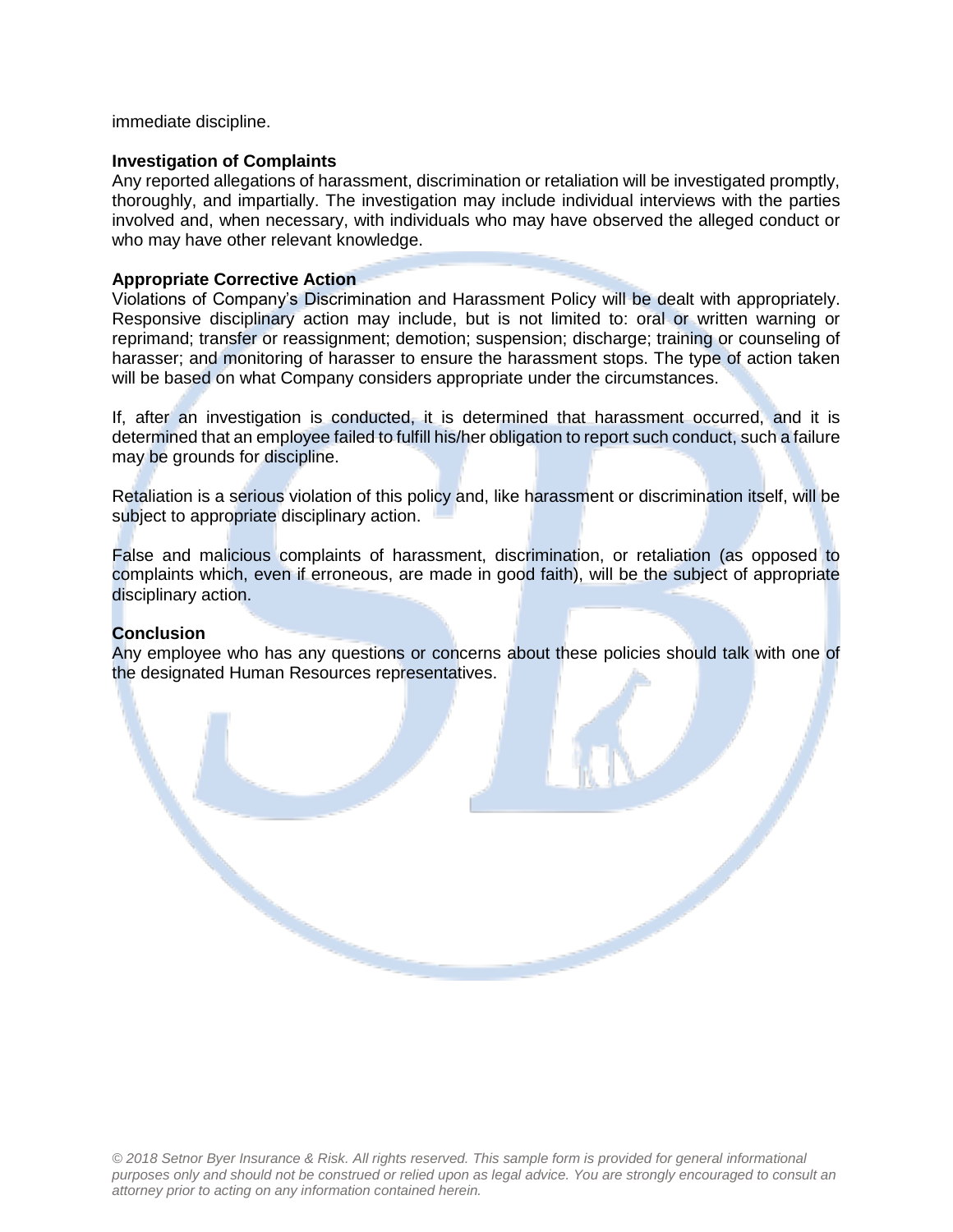immediate discipline.

**Investigation of Complaints**
Any reported allegations of harassment, discrimination or retaliation will be investigated promptly, thoroughly, and impartially. The investigation may include individual interviews with the parties involved and, when necessary, with individuals who may have observed the alleged conduct or who may have other relevant knowledge.

**Appropriate Corrective Action**
Violations of Company's Discrimination and Harassment Policy will be dealt with appropriately. Responsive disciplinary action may include, but is not limited to: oral or written warning or reprimand; transfer or reassignment; demotion; suspension; discharge; training or counseling of harasser; and monitoring of harasser to ensure the harassment stops. The type of action taken will be based on what Company considers appropriate under the circumstances.

If, after an investigation is conducted, it is determined that harassment occurred, and it is determined that an employee failed to fulfill his/her obligation to report such conduct, such a failure may be grounds for discipline.

Retaliation is a serious violation of this policy and, like harassment or discrimination itself, will be subject to appropriate disciplinary action.

False and malicious complaints of harassment, discrimination, or retaliation (as opposed to complaints which, even if erroneous, are made in good faith), will be the subject of appropriate disciplinary action.

**Conclusion**
Any employee who has any questions or concerns about these policies should talk with one of the designated Human Resources representatives.

*© 2018 Setnor Byer Insurance & Risk. All rights reserved. This sample form is provided for general informational purposes only and should not be construed or relied upon as legal advice. You are strongly encouraged to consult an attorney prior to acting on any information contained herein.*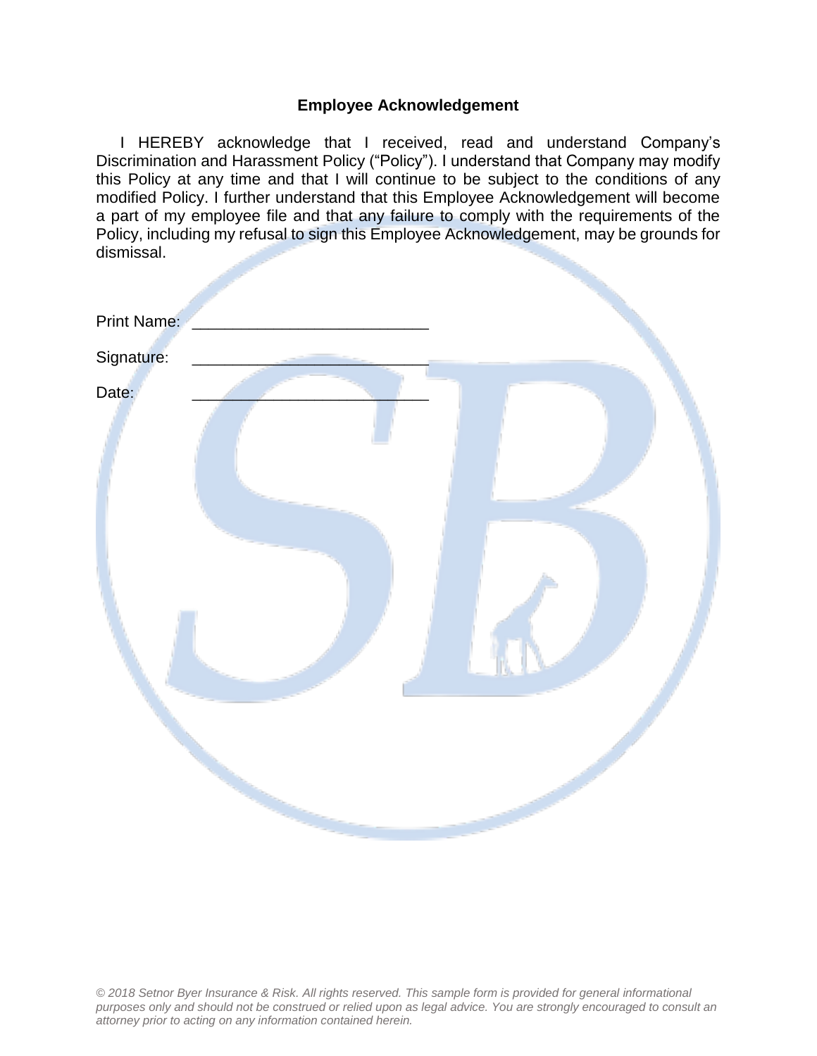## Employee Acknowledgement

I HEREBY acknowledge that I received, read and understand Company's Discrimination and Harassment Policy ("Policy"). I understand that Company may modify this Policy at any time and that I will continue to be subject to the conditions of any modified Policy. I further understand that this Employee Acknowledgement will become a part of my employee file and that any failure to comply with the requirements of the Policy, including my refusal to sign this Employee Acknowledgement, may be grounds for dismissal.

Print Name: ___________________________

Signature: ___________________________

Date: ___________________________

*© 2018 Setnor Byer Insurance & Risk. All rights reserved. This sample form is provided for general informational purposes only and should not be construed or relied upon as legal advice. You are strongly encouraged to consult an attorney prior to acting on any information contained herein.*